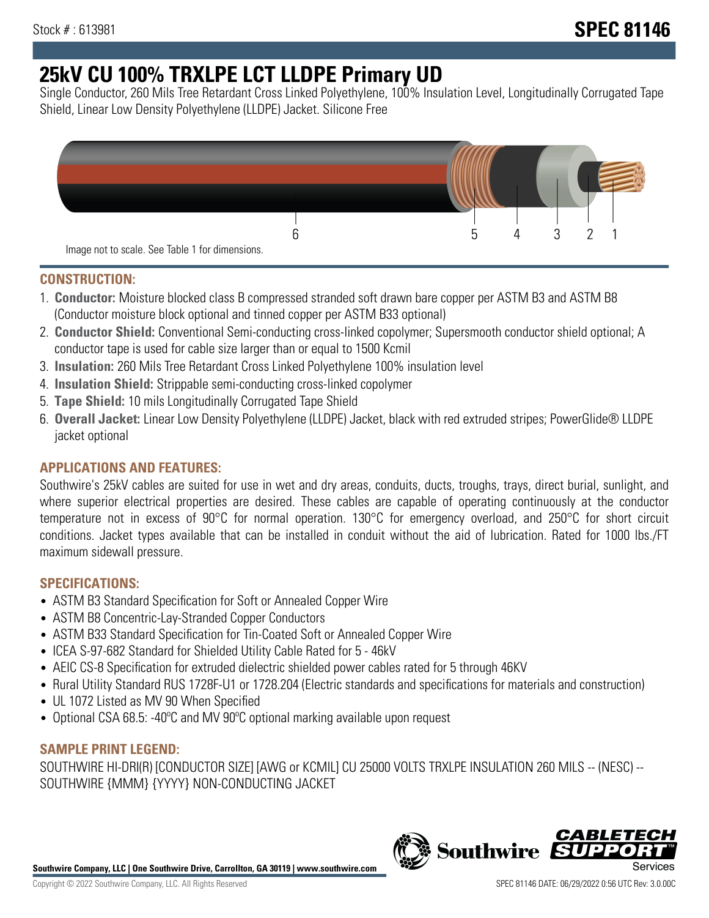Stock # : 613981

# SPEC 81146

# 25kV CU 100% TRXLPE LCT LLDPE Primary UD

Single Conductor, 260 Mils Tree Retardant Cross Linked Polyethylene, 100% Insulation Level, Longitudinally Corrugated Tape Shield, Linear Low Density Polyethylene (LLDPE) Jacket. Silicone Free

6 5 4 3 2 1

Image not to scale. See Table 1 for dimensions.

## CONSTRUCTION:

1. **Conductor:** Moisture blocked class B compressed stranded soft drawn bare copper per ASTM B3 and ASTM B8 (Conductor moisture block optional and tinned copper per ASTM B33 optional)
2. **Conductor Shield:** Conventional Semi-conducting cross-linked copolymer; Supersmooth conductor shield optional; A conductor tape is used for cable size larger than or equal to 1500 Kcmil
3. **Insulation:** 260 Mils Tree Retardant Cross Linked Polyethylene 100% insulation level
4. **Insulation Shield:** Strippable semi-conducting cross-linked copolymer
5. **Tape Shield:** 10 mils Longitudinally Corrugated Tape Shield
6. **Overall Jacket:** Linear Low Density Polyethylene (LLDPE) Jacket, black with red extruded stripes; PowerGlide® LLDPE jacket optional

## APPLICATIONS AND FEATURES:

Southwire's 25kV cables are suited for use in wet and dry areas, conduits, ducts, troughs, trays, direct burial, sunlight, and where superior electrical properties are desired. These cables are capable of operating continuously at the conductor temperature not in excess of 90°C for normal operation. 130°C for emergency overload, and 250°C for short circuit conditions. Jacket types available that can be installed in conduit without the aid of lubrication. Rated for 1000 lbs./FT maximum sidewall pressure.

## SPECIFICATIONS:

- ASTM B3 Standard Specification for Soft or Annealed Copper Wire
- ASTM B8 Concentric-Lay-Stranded Copper Conductors
- ASTM B33 Standard Specification for Tin-Coated Soft or Annealed Copper Wire
- ICEA S-97-682 Standard for Shielded Utility Cable Rated for 5 - 46kV
- AEIC CS-8 Specification for extruded dielectric shielded power cables rated for 5 through 46KV
- Rural Utility Standard RUS 1728F-U1 or 1728.204 (Electric standards and specifications for materials and construction)
- UL 1072 Listed as MV 90 When Specified
- Optional CSA 68.5: -40ºC and MV 90ºC optional marking available upon request

## SAMPLE PRINT LEGEND:

SOUTHWIRE HI-DRI(R) [CONDUCTOR SIZE] [AWG or KCMIL] CU 25000 VOLTS TRXLPE INSULATION 260 MILS -- (NESC) -- SOUTHWIRE {MMM} {YYYY} NON-CONDUCTING JACKET

**Southwire Company, LLC | One Southwire Drive, Carrollton, GA 30119 | www.southwire.com**

Copyright © 2022 Southwire Company, LLC. All Rights Reserved

SPEC 81146 DATE: 06/29/2022 0:56 UTC Rev: 3.0.00C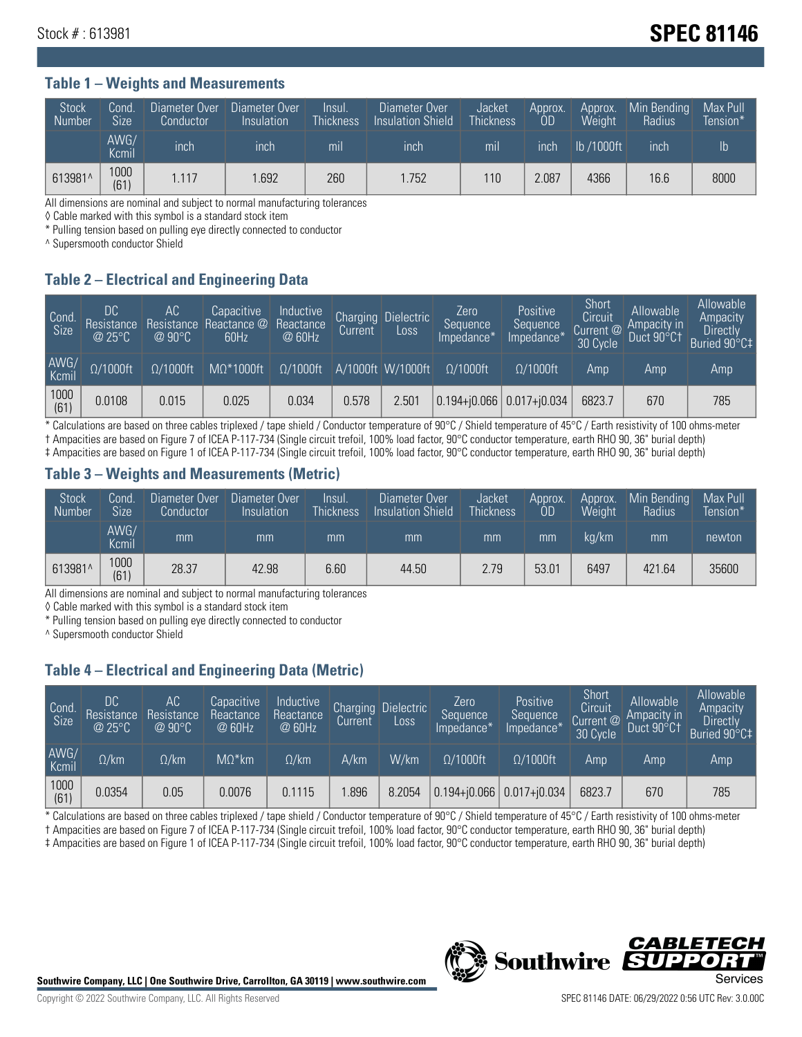Stock # : 613981

# SPEC 81146

### Table 1 – Weights and Measurements

| Stock Number | Cond. Size | Diameter Over Conductor | Diameter Over Insulation | Insul. Thickness | Diameter Over Insulation Shield | Jacket Thickness | Approx. OD | Approx. Weight | Min Bending Radius | Max Pull Tension* |
|---|---|---|---|---|---|---|---|---|---|---|
| | AWG/ Kcmil | inch | inch | mil | inch | mil | inch | lb /1000ft | inch | lb |
| 613981^ | 1000 (61) | 1.117 | 1.692 | 260 | 1.752 | 110 | 2.087 | 4366 | 16.6 | 8000 |

All dimensions are nominal and subject to normal manufacturing tolerances
◊ Cable marked with this symbol is a standard stock item
* Pulling tension based on pulling eye directly connected to conductor
^ Supersmooth conductor Shield

### Table 2 – Electrical and Engineering Data

| Cond. Size | DC Resistance @ 25°C | AC Resistance @ 90°C | Capacitive Reactance @ 60Hz | Inductive Reactance @ 60Hz | Charging Current | Dielectric Loss | Zero Sequence Impedance* | Positive Sequence Impedance* | Short Circuit Current @ 30 Cycle | Allowable Ampacity in Duct 90°C† | Allowable Ampacity Directly Buried 90°C‡ |
|---|---|---|---|---|---|---|---|---|---|---|---|
| AWG/ Kcmil | Ω/1000ft | Ω/1000ft | MΩ*1000ft | Ω/1000ft | A/1000ft | W/1000ft | Ω/1000ft | Ω/1000ft | Amp | Amp | Amp |
| 1000 (61) | 0.0108 | 0.015 | 0.025 | 0.034 | 0.578 | 2.501 | 0.194+j0.066 | 0.017+j0.034 | 6823.7 | 670 | 785 |

* Calculations are based on three cables triplexed / tape shield / Conductor temperature of 90°C / Shield temperature of 45°C / Earth resistivity of 100 ohms-meter
† Ampacities are based on Figure 7 of ICEA P-117-734 (Single circuit trefoil, 100% load factor, 90°C conductor temperature, earth RHO 90, 36" burial depth)
‡ Ampacities are based on Figure 1 of ICEA P-117-734 (Single circuit trefoil, 100% load factor, 90°C conductor temperature, earth RHO 90, 36" burial depth)

### Table 3 – Weights and Measurements (Metric)

| Stock Number | Cond. Size | Diameter Over Conductor | Diameter Over Insulation | Insul. Thickness | Diameter Over Insulation Shield | Jacket Thickness | Approx. OD | Approx. Weight | Min Bending Radius | Max Pull Tension* |
|---|---|---|---|---|---|---|---|---|---|---|
| | AWG/ Kcmil | mm | mm | mm | mm | mm | mm | kg/km | mm | newton |
| 613981^ | 1000 (61) | 28.37 | 42.98 | 6.60 | 44.50 | 2.79 | 53.01 | 6497 | 421.64 | 35600 |

All dimensions are nominal and subject to normal manufacturing tolerances
◊ Cable marked with this symbol is a standard stock item
* Pulling tension based on pulling eye directly connected to conductor
^ Supersmooth conductor Shield

### Table 4 – Electrical and Engineering Data (Metric)

| Cond. Size | DC Resistance @ 25°C | AC Resistance @ 90°C | Capacitive Reactance @ 60Hz | Inductive Reactance @ 60Hz | Charging Current | Dielectric Loss | Zero Sequence Impedance* | Positive Sequence Impedance* | Short Circuit Current @ 30 Cycle | Allowable Ampacity in Duct 90°C† | Allowable Ampacity Directly Buried 90°C‡ |
|---|---|---|---|---|---|---|---|---|---|---|---|
| AWG/ Kcmil | Ω/km | Ω/km | MΩ*km | Ω/km | A/km | W/km | Ω/1000ft | Ω/1000ft | Amp | Amp | Amp |
| 1000 (61) | 0.0354 | 0.05 | 0.0076 | 0.1115 | 1.896 | 8.2054 | 0.194+j0.066 | 0.017+j0.034 | 6823.7 | 670 | 785 |

* Calculations are based on three cables triplexed / tape shield / Conductor temperature of 90°C / Shield temperature of 45°C / Earth resistivity of 100 ohms-meter
† Ampacities are based on Figure 7 of ICEA P-117-734 (Single circuit trefoil, 100% load factor, 90°C conductor temperature, earth RHO 90, 36" burial depth)
‡ Ampacities are based on Figure 1 of ICEA P-117-734 (Single circuit trefoil, 100% load factor, 90°C conductor temperature, earth RHO 90, 36" burial depth)

**Southwire Company, LLC | One Southwire Drive, Carrollton, GA 30119 | www.southwire.com**

Copyright © 2022 Southwire Company, LLC. All Rights Reserved

SPEC 81146 DATE: 06/29/2022 0:56 UTC Rev: 3.0.00C